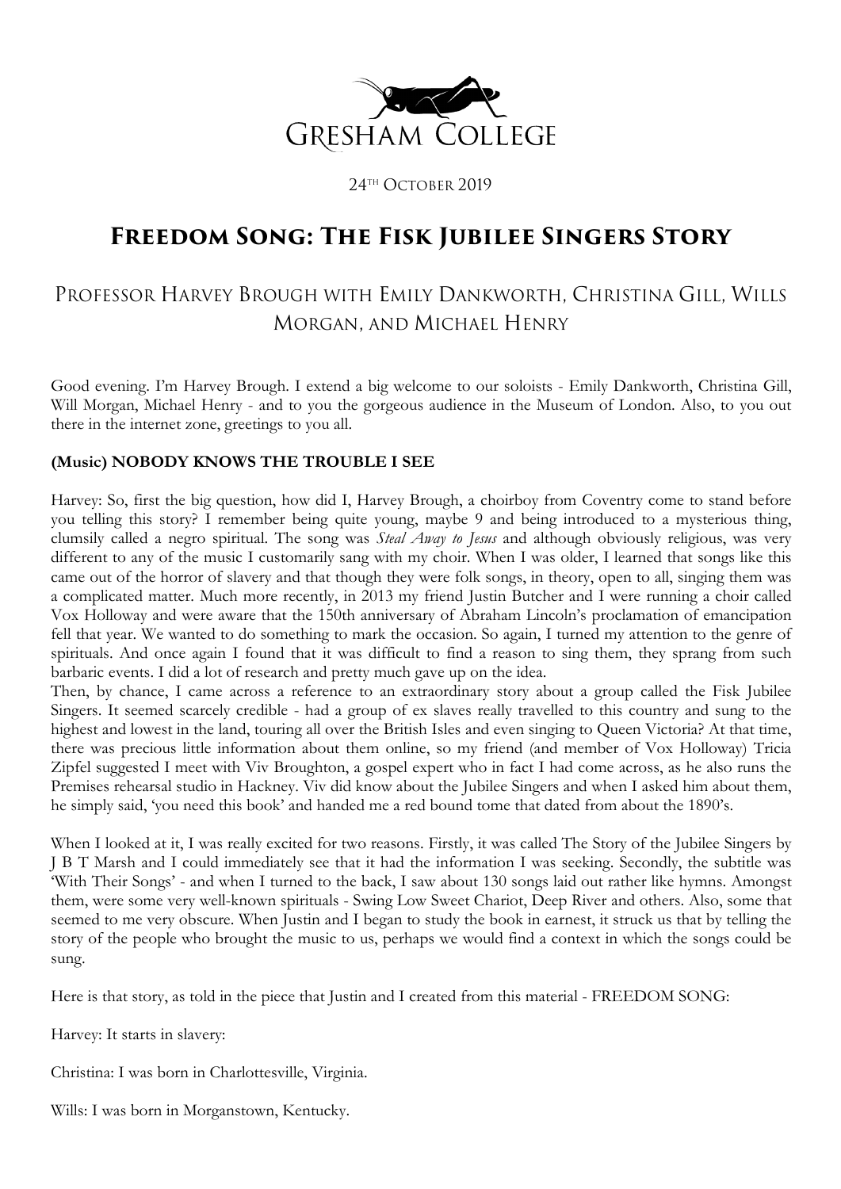Gresham College

24th October 2019

# Freedom Song: The Fisk Jubilee Singers Story

## Professor Harvey Brough with Emily Dankworth, Christina Gill, Wills Morgan, and Michael Henry

Good evening. I'm Harvey Brough. I extend a big welcome to our soloists - Emily Dankworth, Christina Gill, Will Morgan, Michael Henry - and to you the gorgeous audience in the Museum of London. Also, to you out there in the internet zone, greetings to you all.

**(Music) NOBODY KNOWS THE TROUBLE I SEE**

Harvey: So, first the big question, how did I, Harvey Brough, a choirboy from Coventry come to stand before you telling this story? I remember being quite young, maybe 9 and being introduced to a mysterious thing, clumsily called a negro spiritual. The song was *Steal Away to Jesus* and although obviously religious, was very different to any of the music I customarily sang with my choir. When I was older, I learned that songs like this came out of the horror of slavery and that though they were folk songs, in theory, open to all, singing them was a complicated matter. Much more recently, in 2013 my friend Justin Butcher and I were running a choir called Vox Holloway and were aware that the 150th anniversary of Abraham Lincoln's proclamation of emancipation fell that year. We wanted to do something to mark the occasion. So again, I turned my attention to the genre of spirituals. And once again I found that it was difficult to find a reason to sing them, they sprang from such barbaric events. I did a lot of research and pretty much gave up on the idea.
Then, by chance, I came across a reference to an extraordinary story about a group called the Fisk Jubilee Singers. It seemed scarcely credible - had a group of ex slaves really travelled to this country and sung to the highest and lowest in the land, touring all over the British Isles and even singing to Queen Victoria? At that time, there was precious little information about them online, so my friend (and member of Vox Holloway) Tricia Zipfel suggested I meet with Viv Broughton, a gospel expert who in fact I had come across, as he also runs the Premises rehearsal studio in Hackney. Viv did know about the Jubilee Singers and when I asked him about them, he simply said, 'you need this book' and handed me a red bound tome that dated from about the 1890's.

When I looked at it, I was really excited for two reasons. Firstly, it was called The Story of the Jubilee Singers by J B T Marsh and I could immediately see that it had the information I was seeking. Secondly, the subtitle was 'With Their Songs' - and when I turned to the back, I saw about 130 songs laid out rather like hymns. Amongst them, were some very well-known spirituals - Swing Low Sweet Chariot, Deep River and others. Also, some that seemed to me very obscure. When Justin and I began to study the book in earnest, it struck us that by telling the story of the people who brought the music to us, perhaps we would find a context in which the songs could be sung.

Here is that story, as told in the piece that Justin and I created from this material - FREEDOM SONG:

Harvey: It starts in slavery:

Christina: I was born in Charlottesville, Virginia.

Wills: I was born in Morganstown, Kentucky.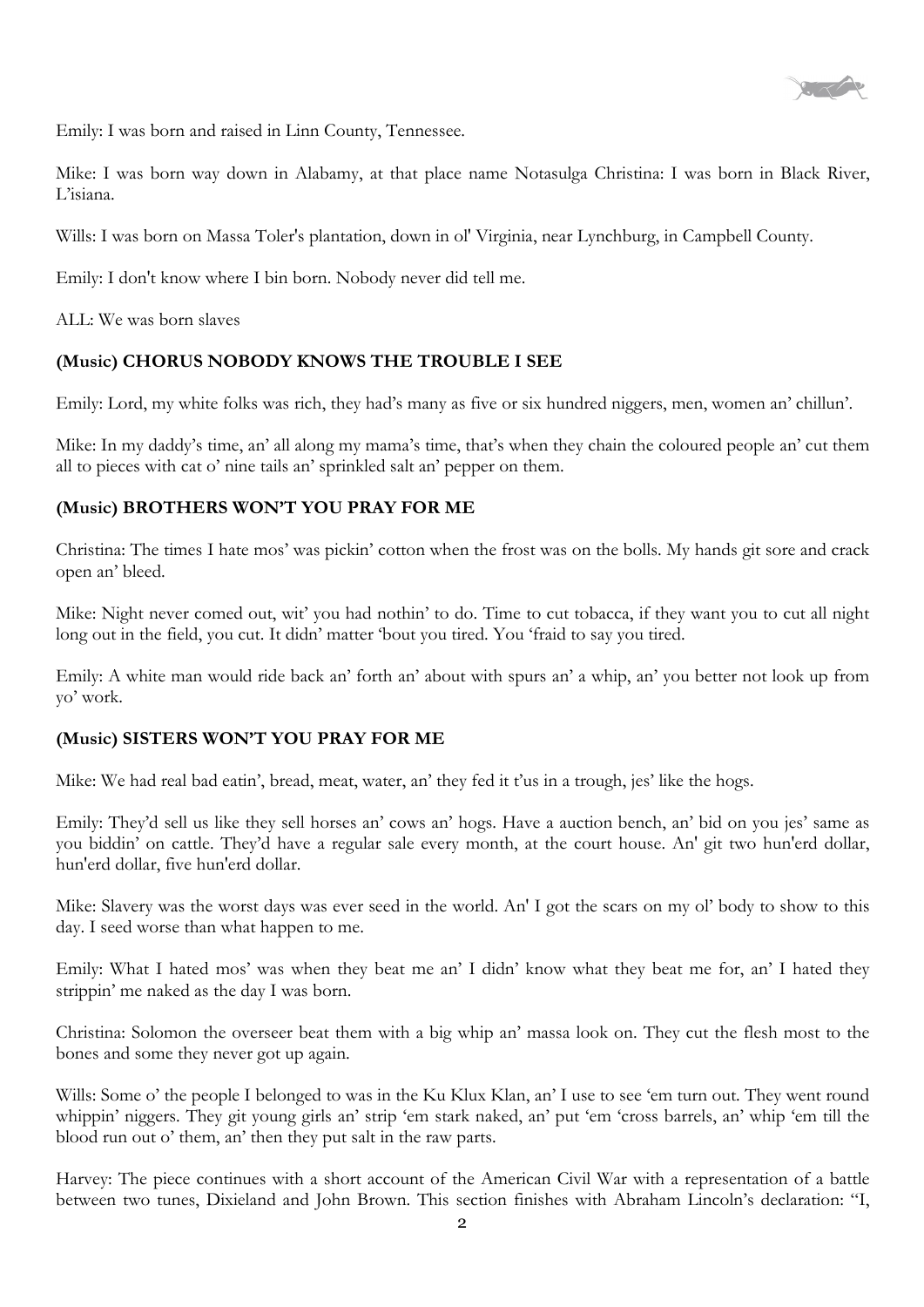Emily: I was born and raised in Linn County, Tennessee.

Mike: I was born way down in Alabamy, at that place name Notasulga Christina: I was born in Black River, L'isiana.

Wills: I was born on Massa Toler's plantation, down in ol' Virginia, near Lynchburg, in Campbell County.

Emily: I don't know where I bin born. Nobody never did tell me.

ALL: We was born slaves

**(Music) CHORUS NOBODY KNOWS THE TROUBLE I SEE**

Emily: Lord, my white folks was rich, they had's many as five or six hundred niggers, men, women an' chillun'.

Mike: In my daddy's time, an' all along my mama's time, that's when they chain the coloured people an' cut them all to pieces with cat o' nine tails an' sprinkled salt an' pepper on them.

**(Music) BROTHERS WON'T YOU PRAY FOR ME**

Christina: The times I hate mos' was pickin' cotton when the frost was on the bolls. My hands git sore and crack open an' bleed.

Mike: Night never comed out, wit' you had nothin' to do. Time to cut tobacca, if they want you to cut all night long out in the field, you cut. It didn' matter 'bout you tired. You 'fraid to say you tired.

Emily: A white man would ride back an' forth an' about with spurs an' a whip, an' you better not look up from yo' work.

**(Music) SISTERS WON'T YOU PRAY FOR ME**

Mike: We had real bad eatin', bread, meat, water, an' they fed it t'us in a trough, jes' like the hogs.

Emily: They'd sell us like they sell horses an' cows an' hogs. Have a auction bench, an' bid on you jes' same as you biddin' on cattle. They'd have a regular sale every month, at the court house. An' git two hun'erd dollar, hun'erd dollar, five hun'erd dollar.

Mike: Slavery was the worst days was ever seed in the world. An' I got the scars on my ol' body to show to this day. I seed worse than what happen to me.

Emily: What I hated mos' was when they beat me an' I didn' know what they beat me for, an' I hated they strippin' me naked as the day I was born.

Christina: Solomon the overseer beat them with a big whip an' massa look on. They cut the flesh most to the bones and some they never got up again.

Wills: Some o' the people I belonged to was in the Ku Klux Klan, an' I use to see 'em turn out. They went round whippin' niggers. They git young girls an' strip 'em stark naked, an' put 'em 'cross barrels, an' whip 'em till the blood run out o' them, an' then they put salt in the raw parts.

Harvey: The piece continues with a short account of the American Civil War with a representation of a battle between two tunes, Dixieland and John Brown. This section finishes with Abraham Lincoln's declaration: "I,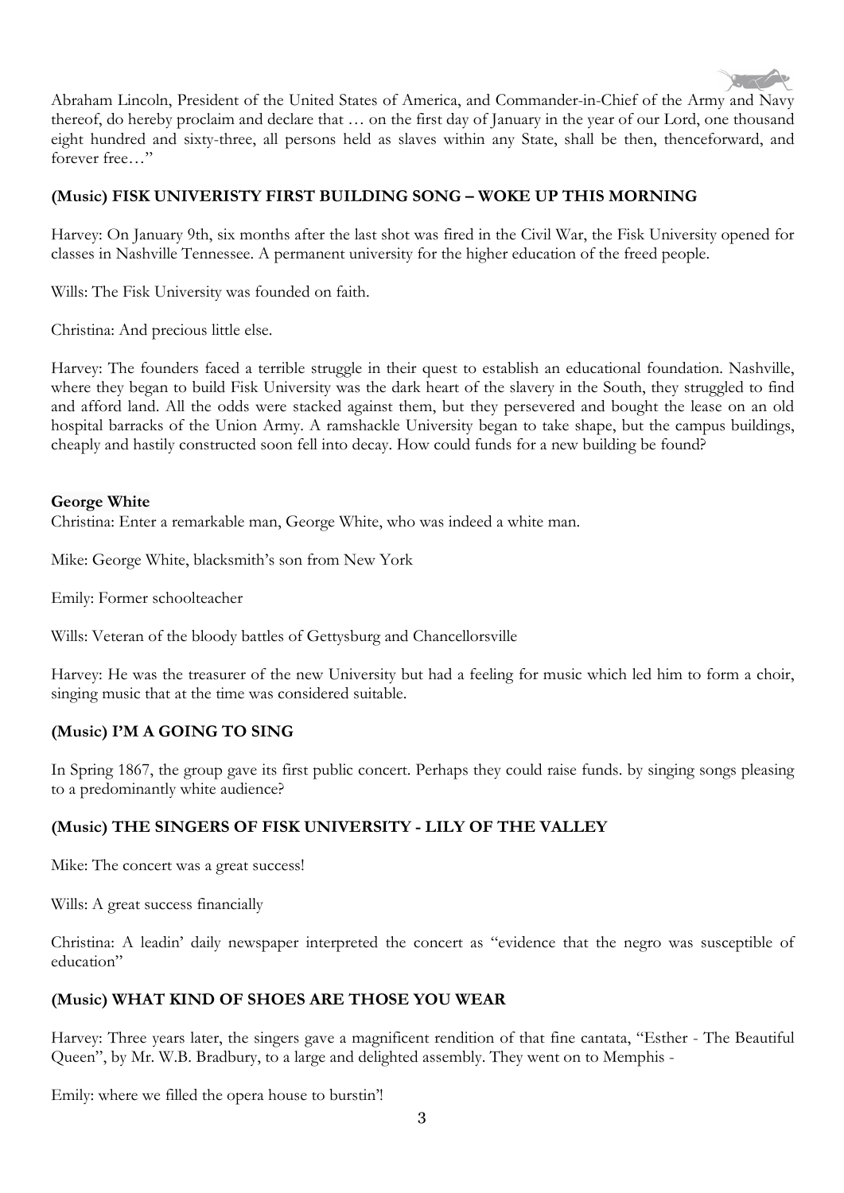Abraham Lincoln, President of the United States of America, and Commander-in-Chief of the Army and Navy thereof, do hereby proclaim and declare that … on the first day of January in the year of our Lord, one thousand eight hundred and sixty-three, all persons held as slaves within any State, shall be then, thenceforward, and forever free…"

**(Music) FISK UNIVERISTY FIRST BUILDING SONG – WOKE UP THIS MORNING**

Harvey: On January 9th, six months after the last shot was fired in the Civil War, the Fisk University opened for classes in Nashville Tennessee. A permanent university for the higher education of the freed people.

Wills: The Fisk University was founded on faith.

Christina: And precious little else.

Harvey: The founders faced a terrible struggle in their quest to establish an educational foundation. Nashville, where they began to build Fisk University was the dark heart of the slavery in the South, they struggled to find and afford land. All the odds were stacked against them, but they persevered and bought the lease on an old hospital barracks of the Union Army. A ramshackle University began to take shape, but the campus buildings, cheaply and hastily constructed soon fell into decay. How could funds for a new building be found?

**George White**

Christina: Enter a remarkable man, George White, who was indeed a white man.

Mike: George White, blacksmith's son from New York

Emily: Former schoolteacher

Wills: Veteran of the bloody battles of Gettysburg and Chancellorsville

Harvey: He was the treasurer of the new University but had a feeling for music which led him to form a choir, singing music that at the time was considered suitable.

**(Music) I'M A GOING TO SING**

In Spring 1867, the group gave its first public concert. Perhaps they could raise funds. by singing songs pleasing to a predominantly white audience?

**(Music) THE SINGERS OF FISK UNIVERSITY - LILY OF THE VALLEY**

Mike: The concert was a great success!

Wills: A great success financially

Christina: A leadin' daily newspaper interpreted the concert as "evidence that the negro was susceptible of education"

**(Music) WHAT KIND OF SHOES ARE THOSE YOU WEAR**

Harvey: Three years later, the singers gave a magnificent rendition of that fine cantata, "Esther - The Beautiful Queen", by Mr. W.B. Bradbury, to a large and delighted assembly. They went on to Memphis -

Emily: where we filled the opera house to burstin'!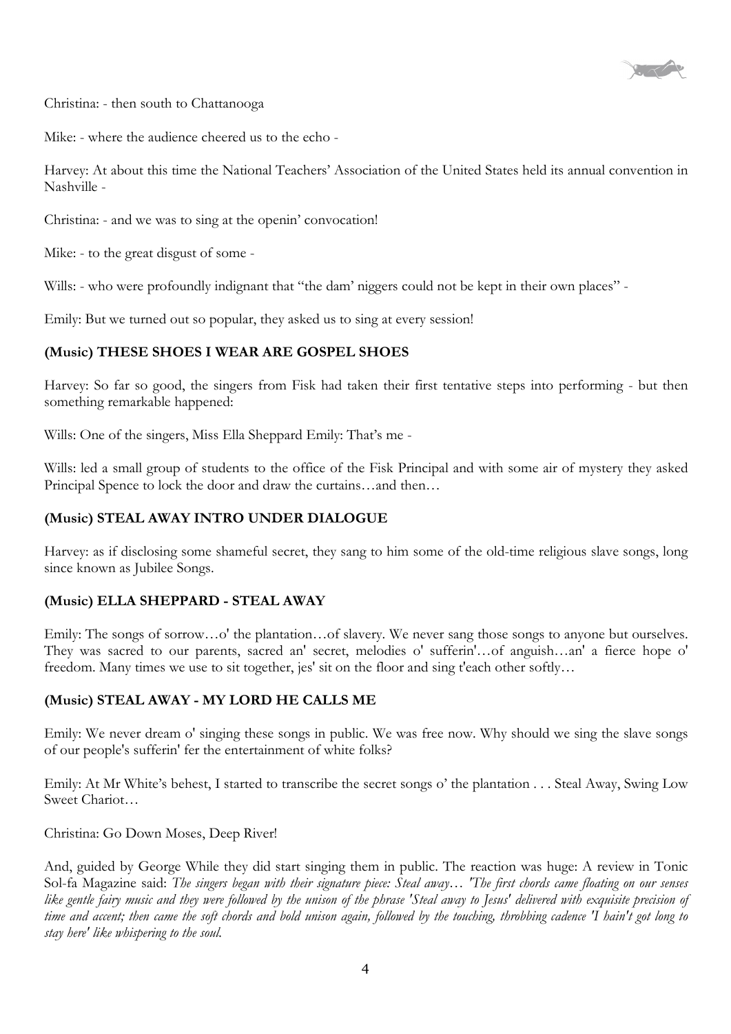Christina: - then south to Chattanooga

Mike: - where the audience cheered us to the echo -

Harvey: At about this time the National Teachers' Association of the United States held its annual convention in Nashville -

Christina: - and we was to sing at the openin' convocation!

Mike: - to the great disgust of some -

Wills: - who were profoundly indignant that "the dam' niggers could not be kept in their own places" -

Emily: But we turned out so popular, they asked us to sing at every session!

**(Music) THESE SHOES I WEAR ARE GOSPEL SHOES**

Harvey: So far so good, the singers from Fisk had taken their first tentative steps into performing - but then something remarkable happened:

Wills: One of the singers, Miss Ella Sheppard Emily: That's me -

Wills: led a small group of students to the office of the Fisk Principal and with some air of mystery they asked Principal Spence to lock the door and draw the curtains…and then…

**(Music) STEAL AWAY INTRO UNDER DIALOGUE**

Harvey: as if disclosing some shameful secret, they sang to him some of the old-time religious slave songs, long since known as Jubilee Songs.

**(Music) ELLA SHEPPARD - STEAL AWAY**

Emily: The songs of sorrow…o' the plantation…of slavery. We never sang those songs to anyone but ourselves. They was sacred to our parents, sacred an' secret, melodies o' sufferin'…of anguish…an' a fierce hope o' freedom. Many times we use to sit together, jes' sit on the floor and sing t'each other softly…

**(Music) STEAL AWAY - MY LORD HE CALLS ME**

Emily: We never dream o' singing these songs in public. We was free now. Why should we sing the slave songs of our people's sufferin' fer the entertainment of white folks?

Emily: At Mr White's behest, I started to transcribe the secret songs o' the plantation . . . Steal Away, Swing Low Sweet Chariot…

Christina: Go Down Moses, Deep River!

And, guided by George While they did start singing them in public. The reaction was huge: A review in Tonic Sol-fa Magazine said: *The singers began with their signature piece: Steal away… 'The first chords came floating on our senses like gentle fairy music and they were followed by the unison of the phrase 'Steal away to Jesus' delivered with exquisite precision of time and accent; then came the soft chords and bold unison again, followed by the touching, throbbing cadence 'I hain't got long to stay here' like whispering to the soul.*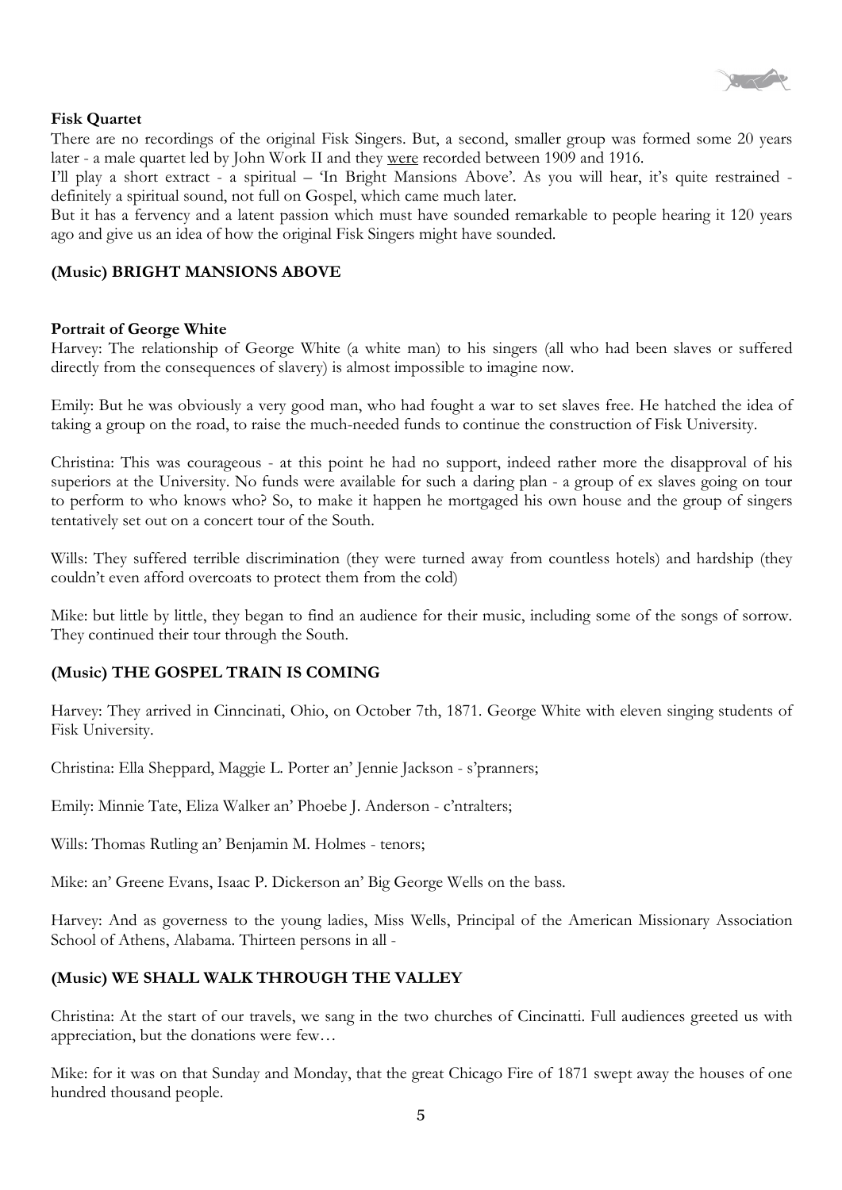**Fisk Quartet**

There are no recordings of the original Fisk Singers. But, a second, smaller group was formed some 20 years later - a male quartet led by John Work II and they were recorded between 1909 and 1916.

I'll play a short extract - a spiritual – 'In Bright Mansions Above'. As you will hear, it's quite restrained - definitely a spiritual sound, not full on Gospel, which came much later.

But it has a fervency and a latent passion which must have sounded remarkable to people hearing it 120 years ago and give us an idea of how the original Fisk Singers might have sounded.

**(Music) BRIGHT MANSIONS ABOVE**

**Portrait of George White**

Harvey: The relationship of George White (a white man) to his singers (all who had been slaves or suffered directly from the consequences of slavery) is almost impossible to imagine now.

Emily: But he was obviously a very good man, who had fought a war to set slaves free. He hatched the idea of taking a group on the road, to raise the much-needed funds to continue the construction of Fisk University.

Christina: This was courageous - at this point he had no support, indeed rather more the disapproval of his superiors at the University. No funds were available for such a daring plan - a group of ex slaves going on tour to perform to who knows who? So, to make it happen he mortgaged his own house and the group of singers tentatively set out on a concert tour of the South.

Wills: They suffered terrible discrimination (they were turned away from countless hotels) and hardship (they couldn't even afford overcoats to protect them from the cold)

Mike: but little by little, they began to find an audience for their music, including some of the songs of sorrow. They continued their tour through the South.

**(Music) THE GOSPEL TRAIN IS COMING**

Harvey: They arrived in Cinncinati, Ohio, on October 7th, 1871. George White with eleven singing students of Fisk University.

Christina: Ella Sheppard, Maggie L. Porter an' Jennie Jackson - s'pranners;

Emily: Minnie Tate, Eliza Walker an' Phoebe J. Anderson - c'ntralters;

Wills: Thomas Rutling an' Benjamin M. Holmes - tenors;

Mike: an' Greene Evans, Isaac P. Dickerson an' Big George Wells on the bass.

Harvey: And as governess to the young ladies, Miss Wells, Principal of the American Missionary Association School of Athens, Alabama. Thirteen persons in all -

**(Music) WE SHALL WALK THROUGH THE VALLEY**

Christina: At the start of our travels, we sang in the two churches of Cincinatti. Full audiences greeted us with appreciation, but the donations were few…

Mike: for it was on that Sunday and Monday, that the great Chicago Fire of 1871 swept away the houses of one hundred thousand people.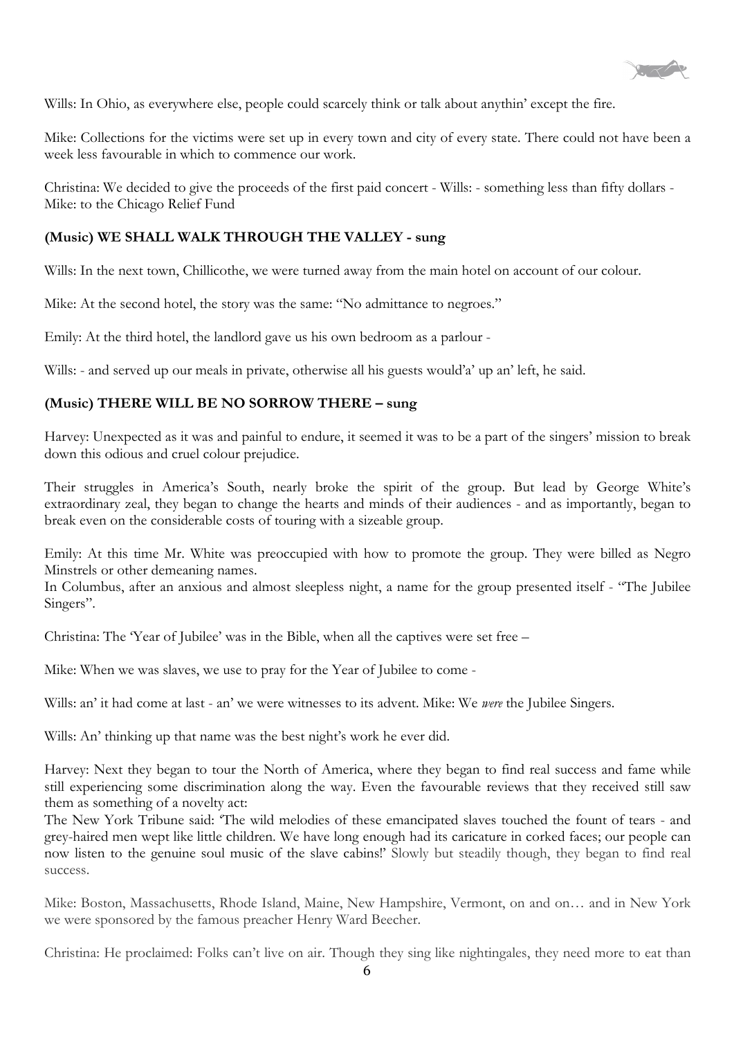Wills: In Ohio, as everywhere else, people could scarcely think or talk about anythin' except the fire.

Mike: Collections for the victims were set up in every town and city of every state. There could not have been a week less favourable in which to commence our work.

Christina: We decided to give the proceeds of the first paid concert - Wills: - something less than fifty dollars - Mike: to the Chicago Relief Fund

**(Music) WE SHALL WALK THROUGH THE VALLEY - sung**

Wills: In the next town, Chillicothe, we were turned away from the main hotel on account of our colour.

Mike: At the second hotel, the story was the same: "No admittance to negroes."

Emily: At the third hotel, the landlord gave us his own bedroom as a parlour -

Wills: - and served up our meals in private, otherwise all his guests would'a' up an' left, he said.

**(Music) THERE WILL BE NO SORROW THERE – sung**

Harvey: Unexpected as it was and painful to endure, it seemed it was to be a part of the singers' mission to break down this odious and cruel colour prejudice.

Their struggles in America's South, nearly broke the spirit of the group. But lead by George White's extraordinary zeal, they began to change the hearts and minds of their audiences - and as importantly, began to break even on the considerable costs of touring with a sizeable group.

Emily: At this time Mr. White was preoccupied with how to promote the group. They were billed as Negro Minstrels or other demeaning names.
In Columbus, after an anxious and almost sleepless night, a name for the group presented itself - "The Jubilee Singers".

Christina: The 'Year of Jubilee' was in the Bible, when all the captives were set free –

Mike: When we was slaves, we use to pray for the Year of Jubilee to come -

Wills: an' it had come at last - an' we were witnesses to its advent. Mike: We *were* the Jubilee Singers.

Wills: An' thinking up that name was the best night's work he ever did.

Harvey: Next they began to tour the North of America, where they began to find real success and fame while still experiencing some discrimination along the way. Even the favourable reviews that they received still saw them as something of a novelty act:
The New York Tribune said: 'The wild melodies of these emancipated slaves touched the fount of tears - and grey-haired men wept like little children. We have long enough had its caricature in corked faces; our people can now listen to the genuine soul music of the slave cabins!' Slowly but steadily though, they began to find real success.

Mike: Boston, Massachusetts, Rhode Island, Maine, New Hampshire, Vermont, on and on… and in New York we were sponsored by the famous preacher Henry Ward Beecher.

Christina: He proclaimed: Folks can't live on air. Though they sing like nightingales, they need more to eat than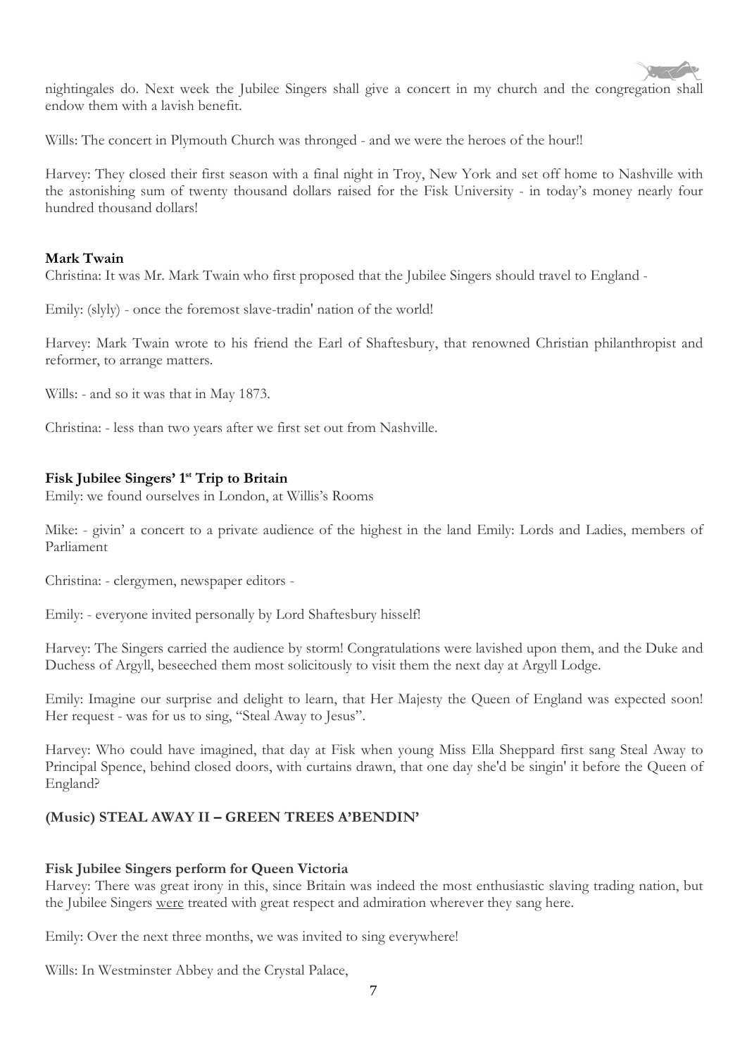nightingales do. Next week the Jubilee Singers shall give a concert in my church and the congregation shall endow them with a lavish benefit.

Wills: The concert in Plymouth Church was thronged - and we were the heroes of the hour!!

Harvey: They closed their first season with a final night in Troy, New York and set off home to Nashville with the astonishing sum of twenty thousand dollars raised for the Fisk University - in today's money nearly four hundred thousand dollars!

**Mark Twain**

Christina: It was Mr. Mark Twain who first proposed that the Jubilee Singers should travel to England -

Emily: (slyly) - once the foremost slave-tradin' nation of the world!

Harvey: Mark Twain wrote to his friend the Earl of Shaftesbury, that renowned Christian philanthropist and reformer, to arrange matters.

Wills: - and so it was that in May 1873.

Christina: - less than two years after we first set out from Nashville.

**Fisk Jubilee Singers' 1st Trip to Britain**

Emily: we found ourselves in London, at Willis's Rooms

Mike: - givin' a concert to a private audience of the highest in the land Emily: Lords and Ladies, members of Parliament

Christina: - clergymen, newspaper editors -

Emily: - everyone invited personally by Lord Shaftesbury hisself!

Harvey: The Singers carried the audience by storm! Congratulations were lavished upon them, and the Duke and Duchess of Argyll, beseeched them most solicitously to visit them the next day at Argyll Lodge.

Emily: Imagine our surprise and delight to learn, that Her Majesty the Queen of England was expected soon! Her request - was for us to sing, "Steal Away to Jesus".

Harvey: Who could have imagined, that day at Fisk when young Miss Ella Sheppard first sang Steal Away to Principal Spence, behind closed doors, with curtains drawn, that one day she'd be singin' it before the Queen of England?

**(Music) STEAL AWAY II – GREEN TREES A'BENDIN'**

**Fisk Jubilee Singers perform for Queen Victoria**

Harvey: There was great irony in this, since Britain was indeed the most enthusiastic slaving trading nation, but the Jubilee Singers were treated with great respect and admiration wherever they sang here.

Emily: Over the next three months, we was invited to sing everywhere!

Wills: In Westminster Abbey and the Crystal Palace,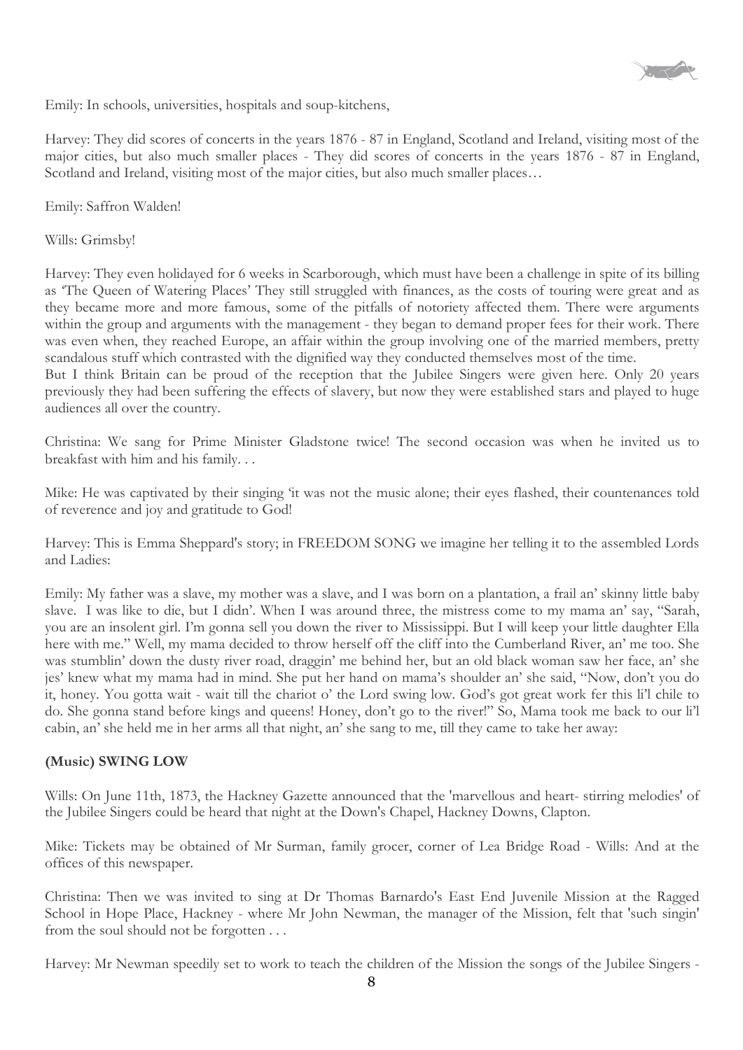Emily: In schools, universities, hospitals and soup-kitchens,

Harvey: They did scores of concerts in the years 1876 - 87 in England, Scotland and Ireland, visiting most of the major cities, but also much smaller places - They did scores of concerts in the years 1876 - 87 in England, Scotland and Ireland, visiting most of the major cities, but also much smaller places…

Emily: Saffron Walden!

Wills: Grimsby!

Harvey: They even holidayed for 6 weeks in Scarborough, which must have been a challenge in spite of its billing as 'The Queen of Watering Places' They still struggled with finances, as the costs of touring were great and as they became more and more famous, some of the pitfalls of notoriety affected them. There were arguments within the group and arguments with the management - they began to demand proper fees for their work. There was even when, they reached Europe, an affair within the group involving one of the married members, pretty scandalous stuff which contrasted with the dignified way they conducted themselves most of the time.
But I think Britain can be proud of the reception that the Jubilee Singers were given here. Only 20 years previously they had been suffering the effects of slavery, but now they were established stars and played to huge audiences all over the country.

Christina: We sang for Prime Minister Gladstone twice! The second occasion was when he invited us to breakfast with him and his family. . .

Mike: He was captivated by their singing 'it was not the music alone; their eyes flashed, their countenances told of reverence and joy and gratitude to God!

Harvey: This is Emma Sheppard's story; in FREEDOM SONG we imagine her telling it to the assembled Lords and Ladies:

Emily: My father was a slave, my mother was a slave, and I was born on a plantation, a frail an' skinny little baby slave. I was like to die, but I didn'. When I was around three, the mistress come to my mama an' say, "Sarah, you are an insolent girl. I'm gonna sell you down the river to Mississippi. But I will keep your little daughter Ella here with me." Well, my mama decided to throw herself off the cliff into the Cumberland River, an' me too. She was stumblin' down the dusty river road, draggin' me behind her, but an old black woman saw her face, an' she jes' knew what my mama had in mind. She put her hand on mama's shoulder an' she said, "Now, don't you do it, honey. You gotta wait - wait till the chariot o' the Lord swing low. God's got great work fer this li'l chile to do. She gonna stand before kings and queens! Honey, don't go to the river!" So, Mama took me back to our li'l cabin, an' she held me in her arms all that night, an' she sang to me, till they came to take her away:

**(Music) SWING LOW**

Wills: On June 11th, 1873, the Hackney Gazette announced that the 'marvellous and heart- stirring melodies' of the Jubilee Singers could be heard that night at the Down's Chapel, Hackney Downs, Clapton.

Mike: Tickets may be obtained of Mr Surman, family grocer, corner of Lea Bridge Road - Wills: And at the offices of this newspaper.

Christina: Then we was invited to sing at Dr Thomas Barnardo's East End Juvenile Mission at the Ragged School in Hope Place, Hackney - where Mr John Newman, the manager of the Mission, felt that 'such singin' from the soul should not be forgotten . . .

Harvey: Mr Newman speedily set to work to teach the children of the Mission the songs of the Jubilee Singers -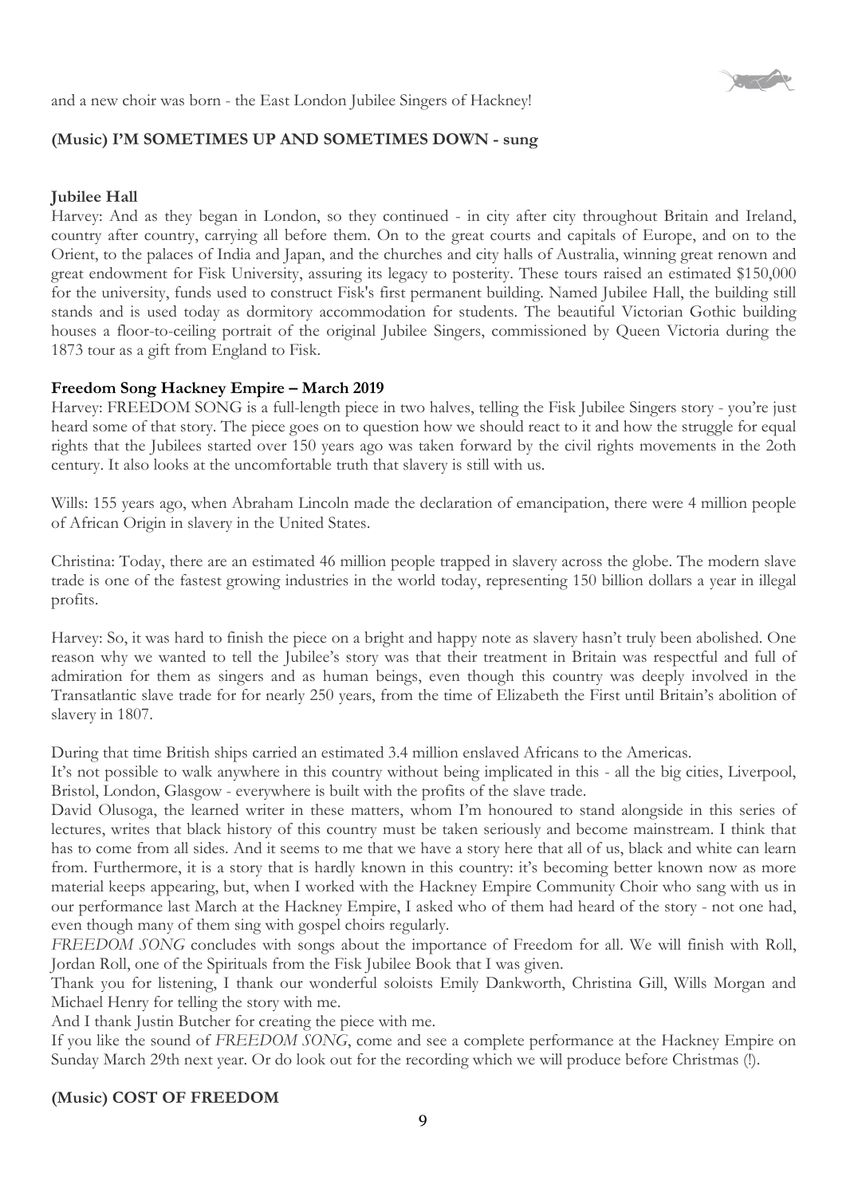and a new choir was born - the East London Jubilee Singers of Hackney!

**(Music) I'M SOMETIMES UP AND SOMETIMES DOWN - sung**

**Jubilee Hall**

Harvey: And as they began in London, so they continued - in city after city throughout Britain and Ireland, country after country, carrying all before them. On to the great courts and capitals of Europe, and on to the Orient, to the palaces of India and Japan, and the churches and city halls of Australia, winning great renown and great endowment for Fisk University, assuring its legacy to posterity. These tours raised an estimated $150,000 for the university, funds used to construct Fisk's first permanent building. Named Jubilee Hall, the building still stands and is used today as dormitory accommodation for students. The beautiful Victorian Gothic building houses a floor-to-ceiling portrait of the original Jubilee Singers, commissioned by Queen Victoria during the 1873 tour as a gift from England to Fisk.

**Freedom Song Hackney Empire – March 2019**

Harvey: FREEDOM SONG is a full-length piece in two halves, telling the Fisk Jubilee Singers story - you're just heard some of that story. The piece goes on to question how we should react to it and how the struggle for equal rights that the Jubilees started over 150 years ago was taken forward by the civil rights movements in the 2oth century. It also looks at the uncomfortable truth that slavery is still with us.

Wills: 155 years ago, when Abraham Lincoln made the declaration of emancipation, there were 4 million people of African Origin in slavery in the United States.

Christina: Today, there are an estimated 46 million people trapped in slavery across the globe. The modern slave trade is one of the fastest growing industries in the world today, representing 150 billion dollars a year in illegal profits.

Harvey: So, it was hard to finish the piece on a bright and happy note as slavery hasn't truly been abolished. One reason why we wanted to tell the Jubilee's story was that their treatment in Britain was respectful and full of admiration for them as singers and as human beings, even though this country was deeply involved in the Transatlantic slave trade for for nearly 250 years, from the time of Elizabeth the First until Britain's abolition of slavery in 1807.

During that time British ships carried an estimated 3.4 million enslaved Africans to the Americas.

It's not possible to walk anywhere in this country without being implicated in this - all the big cities, Liverpool, Bristol, London, Glasgow - everywhere is built with the profits of the slave trade.

David Olusoga, the learned writer in these matters, whom I'm honoured to stand alongside in this series of lectures, writes that black history of this country must be taken seriously and become mainstream. I think that has to come from all sides. And it seems to me that we have a story here that all of us, black and white can learn from. Furthermore, it is a story that is hardly known in this country: it's becoming better known now as more material keeps appearing, but, when I worked with the Hackney Empire Community Choir who sang with us in our performance last March at the Hackney Empire, I asked who of them had heard of the story - not one had, even though many of them sing with gospel choirs regularly.

*FREEDOM SONG* concludes with songs about the importance of Freedom for all. We will finish with Roll, Jordan Roll, one of the Spirituals from the Fisk Jubilee Book that I was given.

Thank you for listening, I thank our wonderful soloists Emily Dankworth, Christina Gill, Wills Morgan and Michael Henry for telling the story with me.

And I thank Justin Butcher for creating the piece with me.

If you like the sound of *FREEDOM SONG*, come and see a complete performance at the Hackney Empire on Sunday March 29th next year. Or do look out for the recording which we will produce before Christmas (!).

**(Music) COST OF FREEDOM**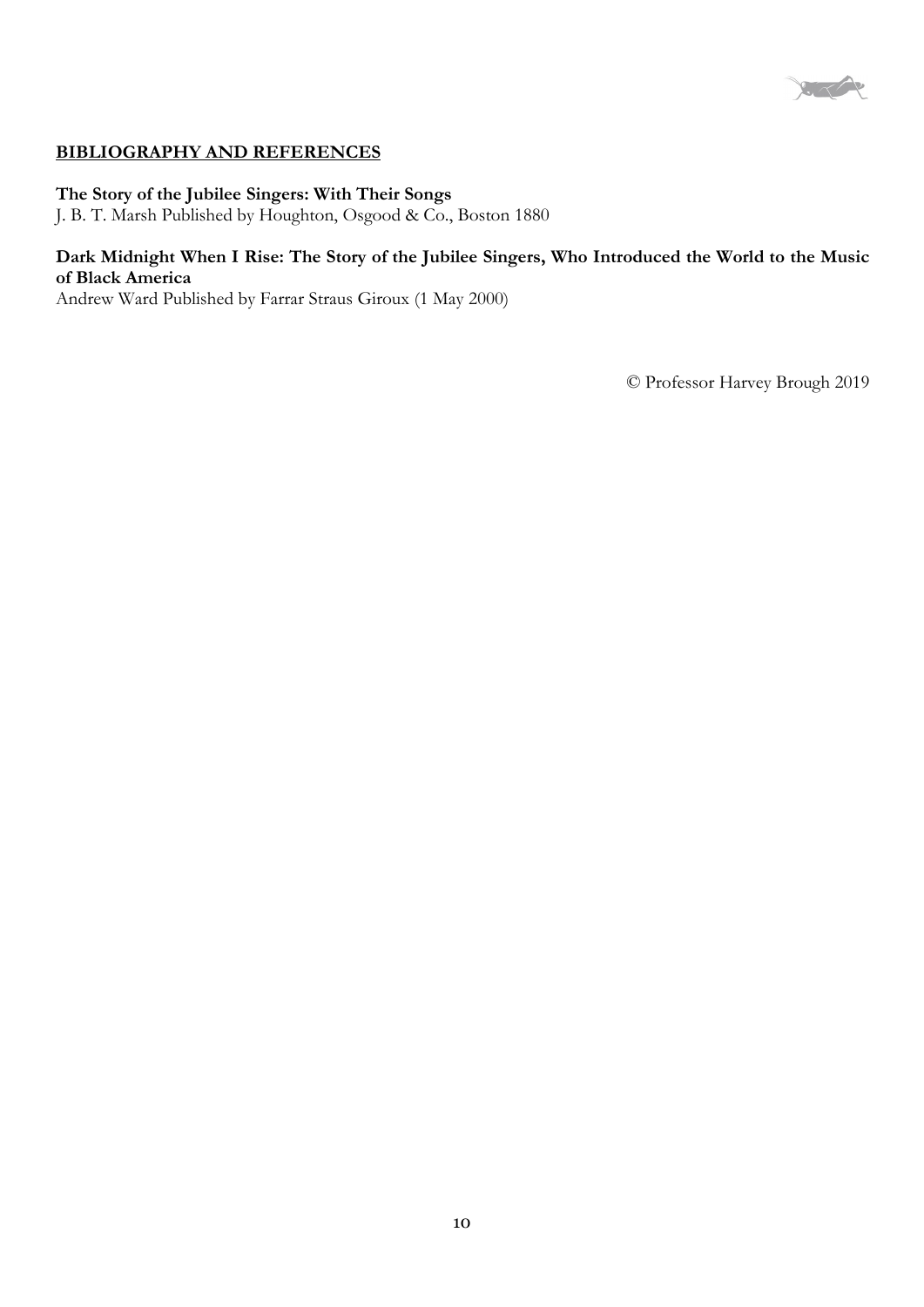## BIBLIOGRAPHY AND REFERENCES

**The Story of the Jubilee Singers: With Their Songs**
J. B. T. Marsh Published by Houghton, Osgood & Co., Boston 1880

**Dark Midnight When I Rise: The Story of the Jubilee Singers, Who Introduced the World to the Music of Black America**
Andrew Ward Published by Farrar Straus Giroux (1 May 2000)

© Professor Harvey Brough 2019